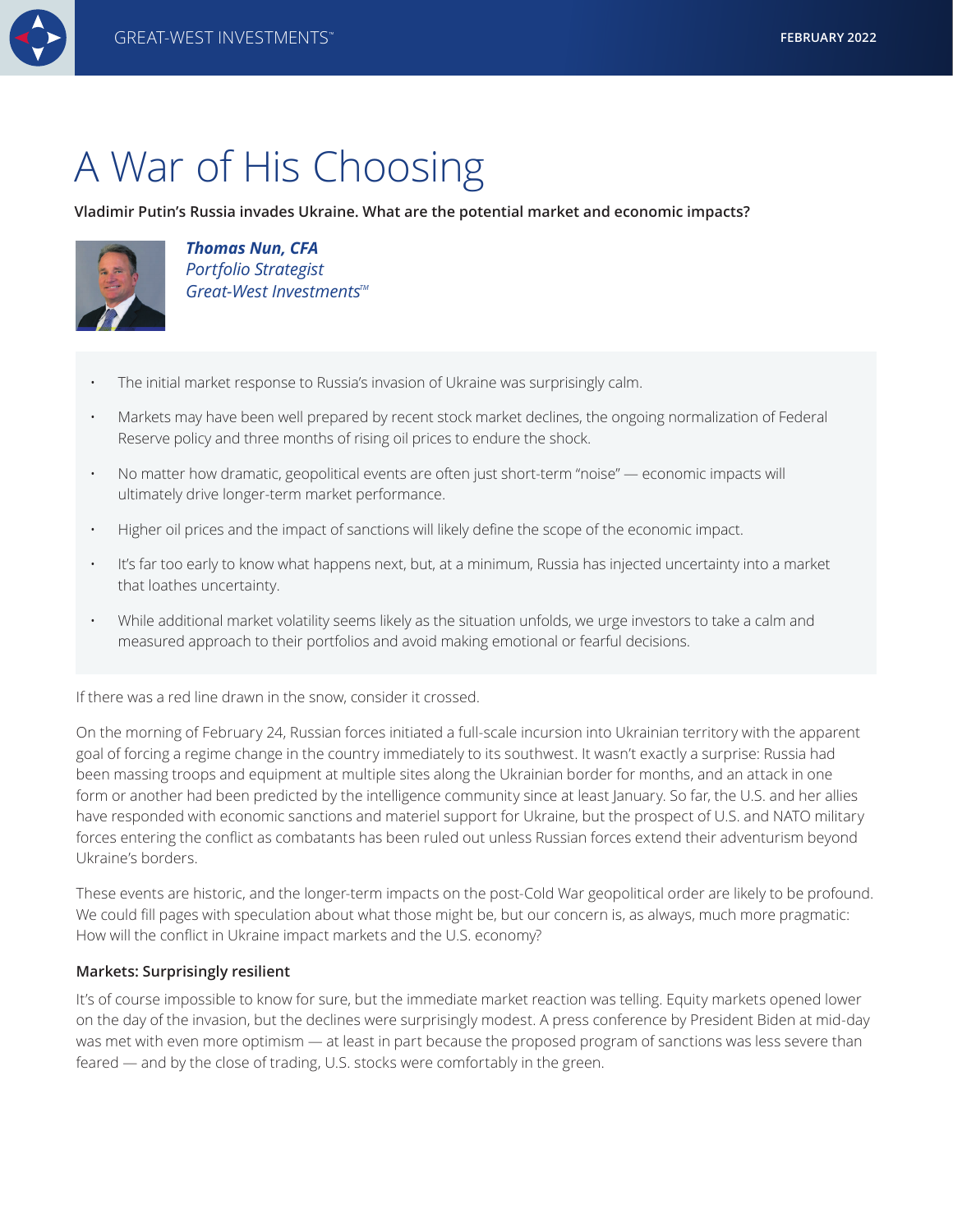# A War of His Choosing

**Vladimir Putin's Russia invades Ukraine. What are the potential market and economic impacts?**

***Thomas Nun, CFA***
*Portfolio Strategist*
*Great-West Investments™*

- The initial market response to Russia's invasion of Ukraine was surprisingly calm.
- Markets may have been well prepared by recent stock market declines, the ongoing normalization of Federal Reserve policy and three months of rising oil prices to endure the shock.
- No matter how dramatic, geopolitical events are often just short-term "noise" — economic impacts will ultimately drive longer-term market performance.
- Higher oil prices and the impact of sanctions will likely define the scope of the economic impact.
- It's far too early to know what happens next, but, at a minimum, Russia has injected uncertainty into a market that loathes uncertainty.
- While additional market volatility seems likely as the situation unfolds, we urge investors to take a calm and measured approach to their portfolios and avoid making emotional or fearful decisions.

If there was a red line drawn in the snow, consider it crossed.

On the morning of February 24, Russian forces initiated a full-scale incursion into Ukrainian territory with the apparent goal of forcing a regime change in the country immediately to its southwest. It wasn't exactly a surprise: Russia had been massing troops and equipment at multiple sites along the Ukrainian border for months, and an attack in one form or another had been predicted by the intelligence community since at least January. So far, the U.S. and her allies have responded with economic sanctions and materiel support for Ukraine, but the prospect of U.S. and NATO military forces entering the conflict as combatants has been ruled out unless Russian forces extend their adventurism beyond Ukraine's borders.

These events are historic, and the longer-term impacts on the post-Cold War geopolitical order are likely to be profound. We could fill pages with speculation about what those might be, but our concern is, as always, much more pragmatic: How will the conflict in Ukraine impact markets and the U.S. economy?

### Markets: Surprisingly resilient

It's of course impossible to know for sure, but the immediate market reaction was telling. Equity markets opened lower on the day of the invasion, but the declines were surprisingly modest. A press conference by President Biden at mid-day was met with even more optimism — at least in part because the proposed program of sanctions was less severe than feared — and by the close of trading, U.S. stocks were comfortably in the green.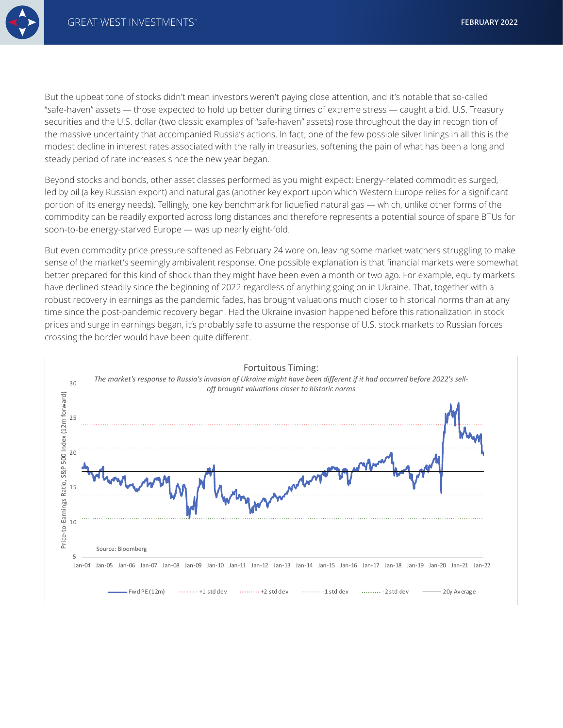But the upbeat tone of stocks didn't mean investors weren't paying close attention, and it's notable that so-called "safe-haven" assets — those expected to hold up better during times of extreme stress — caught a bid. U.S. Treasury securities and the U.S. dollar (two classic examples of "safe-haven" assets) rose throughout the day in recognition of the massive uncertainty that accompanied Russia's actions. In fact, one of the few possible silver linings in all this is the modest decline in interest rates associated with the rally in treasuries, softening the pain of what has been a long and steady period of rate increases since the new year began.

Beyond stocks and bonds, other asset classes performed as you might expect: Energy-related commodities surged, led by oil (a key Russian export) and natural gas (another key export upon which Western Europe relies for a significant portion of its energy needs). Tellingly, one key benchmark for liquefied natural gas — which, unlike other forms of the commodity can be readily exported across long distances and therefore represents a potential source of spare BTUs for soon-to-be energy-starved Europe — was up nearly eight-fold.

But even commodity price pressure softened as February 24 wore on, leaving some market watchers struggling to make sense of the market's seemingly ambivalent response. One possible explanation is that financial markets were somewhat better prepared for this kind of shock than they might have been even a month or two ago. For example, equity markets have declined steadily since the beginning of 2022 regardless of anything going on in Ukraine. That, together with a robust recovery in earnings as the pandemic fades, has brought valuations much closer to historical norms than at any time since the post-pandemic recovery began. Had the Ukraine invasion happened before this rationalization in stock prices and surge in earnings began, it's probably safe to assume the response of U.S. stock markets to Russian forces crossing the border would have been quite different.

**Fortuitous Timing:**
*The market's response to Russia's invasion of Ukraine might have been different if it had occurred before 2022's sell-off brought valuations closer to historic norms*

Y-axis: Price-to-Earnings Ratio, S&P 500 Index (12m forward) (5–30)
X-axis: Jan-04 to Jan-22

Legend: Fwd PE (12m) · +1 std dev · +2 std dev · -1 std dev · -2 std dev · 20y Average

Source: Bloomberg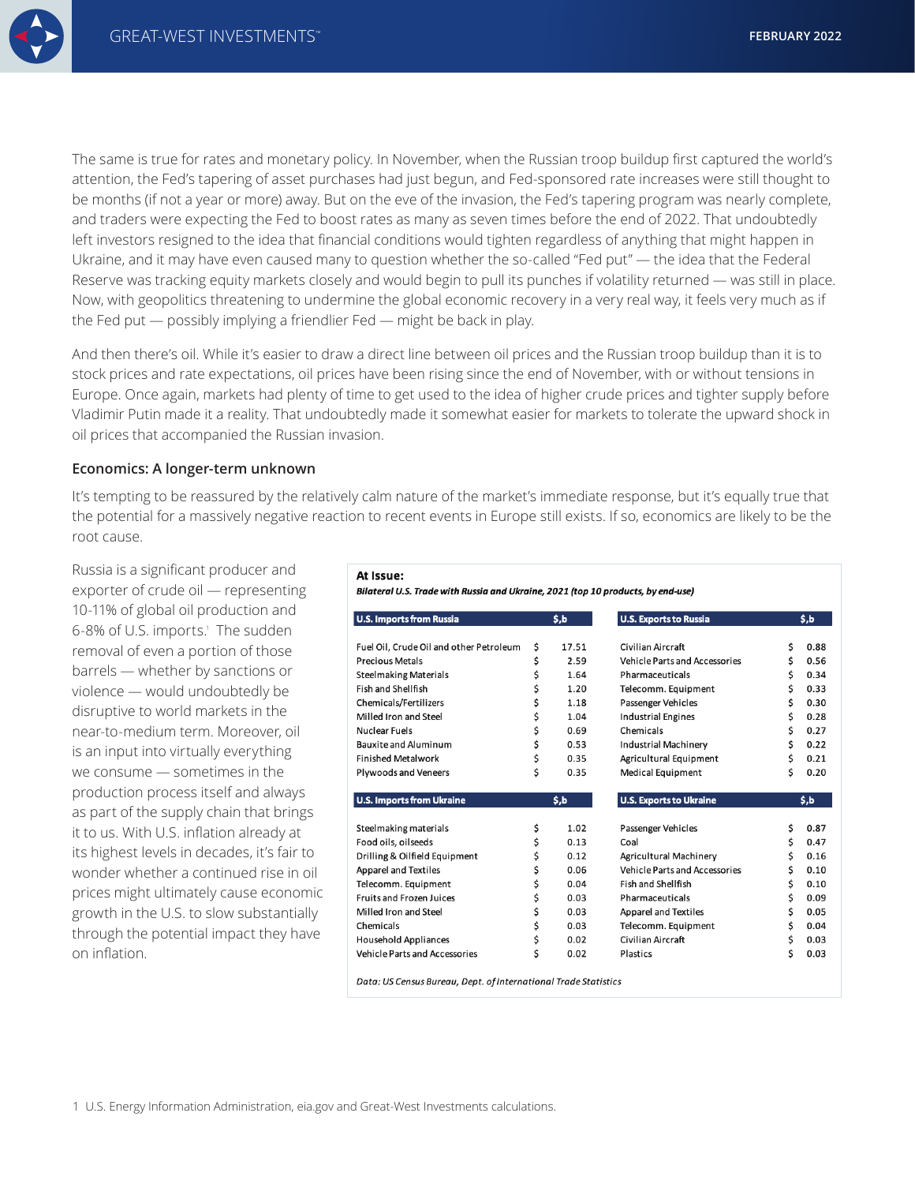The same is true for rates and monetary policy. In November, when the Russian troop buildup first captured the world's attention, the Fed's tapering of asset purchases had just begun, and Fed-sponsored rate increases were still thought to be months (if not a year or more) away. But on the eve of the invasion, the Fed's tapering program was nearly complete, and traders were expecting the Fed to boost rates as many as seven times before the end of 2022. That undoubtedly left investors resigned to the idea that financial conditions would tighten regardless of anything that might happen in Ukraine, and it may have even caused many to question whether the so-called "Fed put" — the idea that the Federal Reserve was tracking equity markets closely and would begin to pull its punches if volatility returned — was still in place. Now, with geopolitics threatening to undermine the global economic recovery in a very real way, it feels very much as if the Fed put — possibly implying a friendlier Fed — might be back in play.

And then there's oil. While it's easier to draw a direct line between oil prices and the Russian troop buildup than it is to stock prices and rate expectations, oil prices have been rising since the end of November, with or without tensions in Europe. Once again, markets had plenty of time to get used to the idea of higher crude prices and tighter supply before Vladimir Putin made it a reality. That undoubtedly made it somewhat easier for markets to tolerate the upward shock in oil prices that accompanied the Russian invasion.

**Economics: A longer-term unknown**

It's tempting to be reassured by the relatively calm nature of the market's immediate response, but it's equally true that the potential for a massively negative reaction to recent events in Europe still exists. If so, economics are likely to be the root cause.

Russia is a significant producer and exporter of crude oil — representing 10-11% of global oil production and 6-8% of U.S. imports.[1] The sudden removal of even a portion of those barrels — whether by sanctions or violence — would undoubtedly be disruptive to world markets in the near-to-medium term. Moreover, oil is an input into virtually everything we consume — sometimes in the production process itself and always as part of the supply chain that brings it to us. With U.S. inflation already at its highest levels in decades, it's fair to wonder whether a continued rise in oil prices might ultimately cause economic growth in the U.S. to slow substantially through the potential impact they have on inflation.

**At Issue:**

***Bilateral U.S. Trade with Russia and Ukraine, 2021 (top 10 products, by end-use)***

| U.S. Imports from Russia | $,b | U.S. Exports to Russia | $,b |
|---|---|---|---|
| Fuel Oil, Crude Oil and other Petroleum | $ 17.51 | Civilian Aircraft | $ 0.88 |
| Precious Metals | $ 2.59 | Vehicle Parts and Accessories | $ 0.56 |
| Steelmaking Materials | $ 1.64 | Pharmaceuticals | $ 0.34 |
| Fish and Shellfish | $ 1.20 | Telecomm. Equipment | $ 0.33 |
| Chemicals/Fertilizers | $ 1.18 | Passenger Vehicles | $ 0.30 |
| Milled Iron and Steel | $ 1.04 | Industrial Engines | $ 0.28 |
| Nuclear Fuels | $ 0.69 | Chemicals | $ 0.27 |
| Bauxite and Aluminum | $ 0.53 | Industrial Machinery | $ 0.22 |
| Finished Metalwork | $ 0.35 | Agricultural Equipment | $ 0.21 |
| Plywoods and Veneers | $ 0.35 | Medical Equipment | $ 0.20 |

| U.S. Imports from Ukraine | $,b | U.S. Exports to Ukraine | $,b |
|---|---|---|---|
| Steelmaking materials | $ 1.02 | Passenger Vehicles | $ 0.87 |
| Food oils, oilseeds | $ 0.13 | Coal | $ 0.47 |
| Drilling & Oilfield Equipment | $ 0.12 | Agricultural Machinery | $ 0.16 |
| Apparel and Textiles | $ 0.06 | Vehicle Parts and Accessories | $ 0.10 |
| Telecomm. Equipment | $ 0.04 | Fish and Shellfish | $ 0.10 |
| Fruits and Frozen Juices | $ 0.03 | Pharmaceuticals | $ 0.09 |
| Milled Iron and Steel | $ 0.03 | Apparel and Textiles | $ 0.05 |
| Chemicals | $ 0.03 | Telecomm. Equipment | $ 0.04 |
| Household Appliances | $ 0.02 | Civilian Aircraft | $ 0.03 |
| Vehicle Parts and Accessories | $ 0.02 | Plastics | $ 0.03 |

*Data: US Census Bureau, Dept. of International Trade Statistics*

1 U.S. Energy Information Administration, eia.gov and Great-West Investments calculations.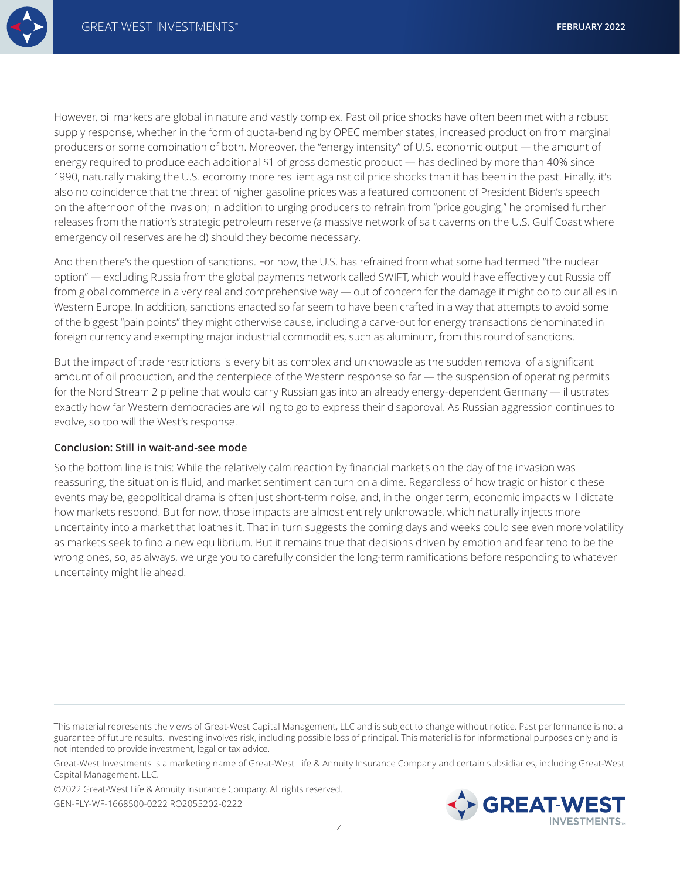However, oil markets are global in nature and vastly complex. Past oil price shocks have often been met with a robust supply response, whether in the form of quota-bending by OPEC member states, increased production from marginal producers or some combination of both. Moreover, the "energy intensity" of U.S. economic output — the amount of energy required to produce each additional $1 of gross domestic product — has declined by more than 40% since 1990, naturally making the U.S. economy more resilient against oil price shocks than it has been in the past. Finally, it's also no coincidence that the threat of higher gasoline prices was a featured component of President Biden's speech on the afternoon of the invasion; in addition to urging producers to refrain from "price gouging," he promised further releases from the nation's strategic petroleum reserve (a massive network of salt caverns on the U.S. Gulf Coast where emergency oil reserves are held) should they become necessary.

And then there's the question of sanctions. For now, the U.S. has refrained from what some had termed "the nuclear option" — excluding Russia from the global payments network called SWIFT, which would have effectively cut Russia off from global commerce in a very real and comprehensive way — out of concern for the damage it might do to our allies in Western Europe. In addition, sanctions enacted so far seem to have been crafted in a way that attempts to avoid some of the biggest "pain points" they might otherwise cause, including a carve-out for energy transactions denominated in foreign currency and exempting major industrial commodities, such as aluminum, from this round of sanctions.

But the impact of trade restrictions is every bit as complex and unknowable as the sudden removal of a significant amount of oil production, and the centerpiece of the Western response so far — the suspension of operating permits for the Nord Stream 2 pipeline that would carry Russian gas into an already energy-dependent Germany — illustrates exactly how far Western democracies are willing to go to express their disapproval. As Russian aggression continues to evolve, so too will the West's response.

### Conclusion: Still in wait-and-see mode

So the bottom line is this: While the relatively calm reaction by financial markets on the day of the invasion was reassuring, the situation is fluid, and market sentiment can turn on a dime. Regardless of how tragic or historic these events may be, geopolitical drama is often just short-term noise, and, in the longer term, economic impacts will dictate how markets respond. But for now, those impacts are almost entirely unknowable, which naturally injects more uncertainty into a market that loathes it. That in turn suggests the coming days and weeks could see even more volatility as markets seek to find a new equilibrium. But it remains true that decisions driven by emotion and fear tend to be the wrong ones, so, as always, we urge you to carefully consider the long-term ramifications before responding to whatever uncertainty might lie ahead.

---

This material represents the views of Great-West Capital Management, LLC and is subject to change without notice. Past performance is not a guarantee of future results. Investing involves risk, including possible loss of principal. This material is for informational purposes only and is not intended to provide investment, legal or tax advice.

Great-West Investments is a marketing name of Great-West Life & Annuity Insurance Company and certain subsidiaries, including Great-West Capital Management, LLC.

©2022 Great-West Life & Annuity Insurance Company. All rights reserved.

GEN-FLY-WF-1668500-0222 RO2055202-0222